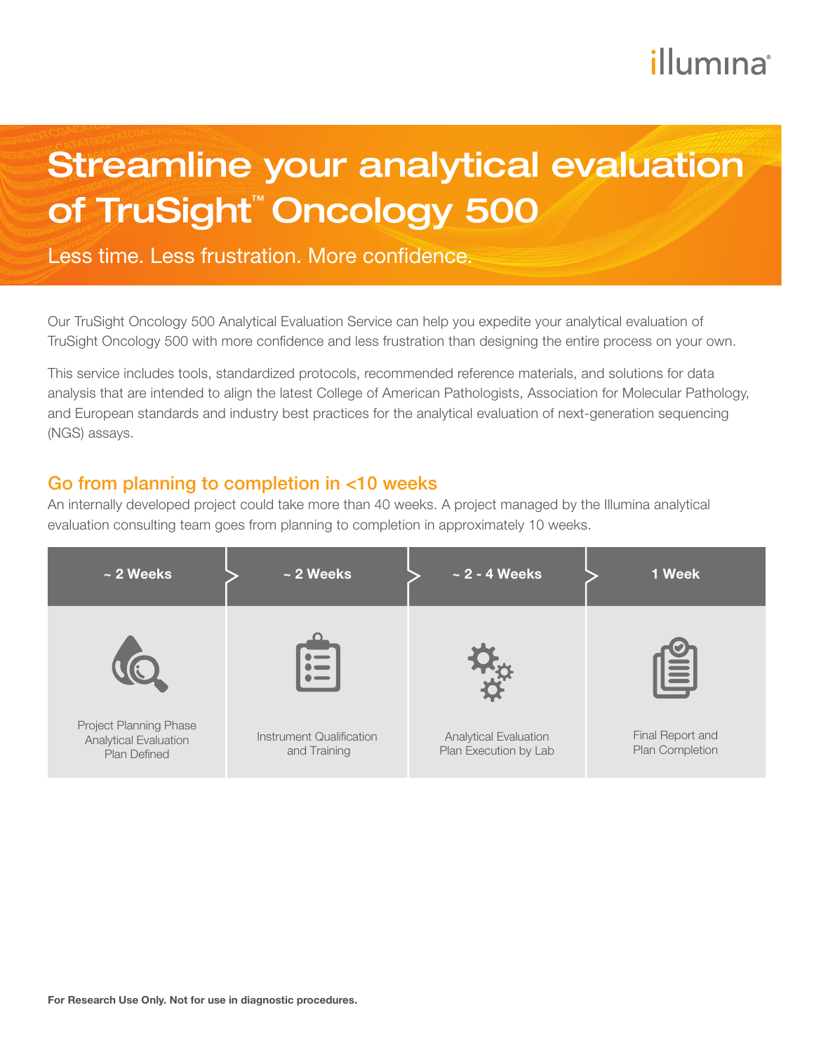# Streamline your analytical evaluation of TruSight™ Oncology 500

Less time. Less frustration. More confidence.

Our TruSight Oncology 500 Analytical Evaluation Service can help you expedite your analytical evaluation of TruSight Oncology 500 with more confidence and less frustration than designing the entire process on your own.

This service includes tools, standardized protocols, recommended reference materials, and solutions for data analysis that are intended to align the latest College of American Pathologists, Association for Molecular Pathology, and European standards and industry best practices for the analytical evaluation of next-generation sequencing (NGS) assays.

## Go from planning to completion in <10 weeks

An internally developed project could take more than 40 weeks. A project managed by the Illumina analytical evaluation consulting team goes from planning to completion in approximately 10 weeks.

| ~ 2 Weeks | ~ 2 Weeks | ~ 2 - 4 Weeks | 1 Week |
|---|---|---|---|
| Project Planning Phase Analytical Evaluation Plan Defined | Instrument Qualification and Training | Analytical Evaluation Plan Execution by Lab | Final Report and Plan Completion |

**For Research Use Only. Not for use in diagnostic procedures.**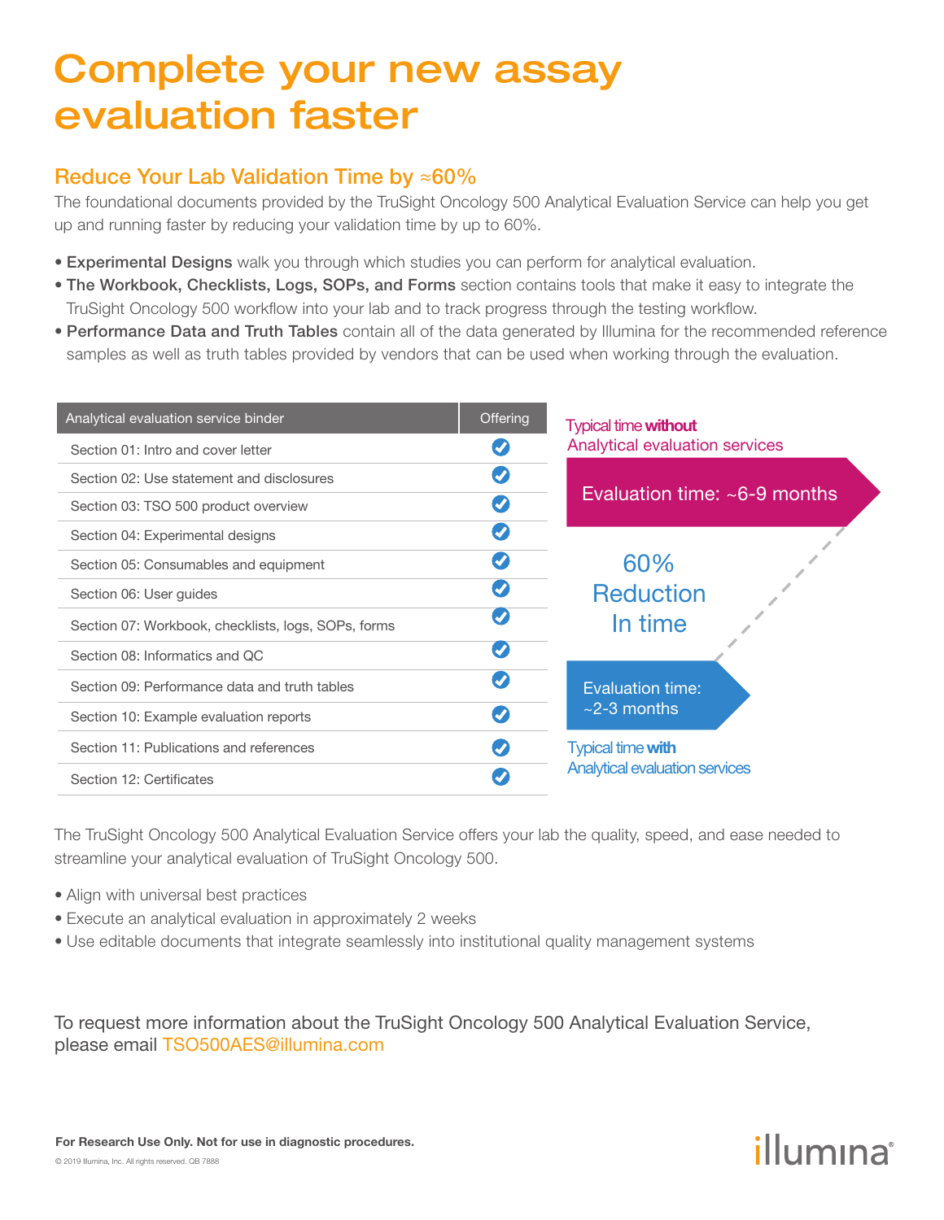# Complete your new assay evaluation faster

## Reduce Your Lab Validation Time by ≈60%

The foundational documents provided by the TruSight Oncology 500 Analytical Evaluation Service can help you get up and running faster by reducing your validation time by up to 60%.

- **Experimental Designs** walk you through which studies you can perform for analytical evaluation.
- **The Workbook, Checklists, Logs, SOPs, and Forms** section contains tools that make it easy to integrate the TruSight Oncology 500 workflow into your lab and to track progress through the testing workflow.
- **Performance Data and Truth Tables** contain all of the data generated by Illumina for the recommended reference samples as well as truth tables provided by vendors that can be used when working through the evaluation.

| Analytical evaluation service binder | Offering |
|---|---|
| Section 01: Intro and cover letter | ✓ |
| Section 02: Use statement and disclosures | ✓ |
| Section 03: TSO 500 product overview | ✓ |
| Section 04: Experimental designs | ✓ |
| Section 05: Consumables and equipment | ✓ |
| Section 06: User guides | ✓ |
| Section 07: Workbook, checklists, logs, SOPs, forms | ✓ |
| Section 08: Informatics and QC | ✓ |
| Section 09: Performance data and truth tables | ✓ |
| Section 10: Example evaluation reports | ✓ |
| Section 11: Publications and references | ✓ |
| Section 12: Certificates | ✓ |

Typical time **without** Analytical evaluation services

Evaluation time: ~6-9 months

60% Reduction In time

Evaluation time: ~2-3 months

Typical time **with** Analytical evaluation services

The TruSight Oncology 500 Analytical Evaluation Service offers your lab the quality, speed, and ease needed to streamline your analytical evaluation of TruSight Oncology 500.

- Align with universal best practices
- Execute an analytical evaluation in approximately 2 weeks
- Use editable documents that integrate seamlessly into institutional quality management systems

To request more information about the TruSight Oncology 500 Analytical Evaluation Service, please email TSO500AES@illumina.com

**For Research Use Only. Not for use in diagnostic procedures.**

© 2019 Illumina, Inc. All rights reserved. QB 7888

illumina®